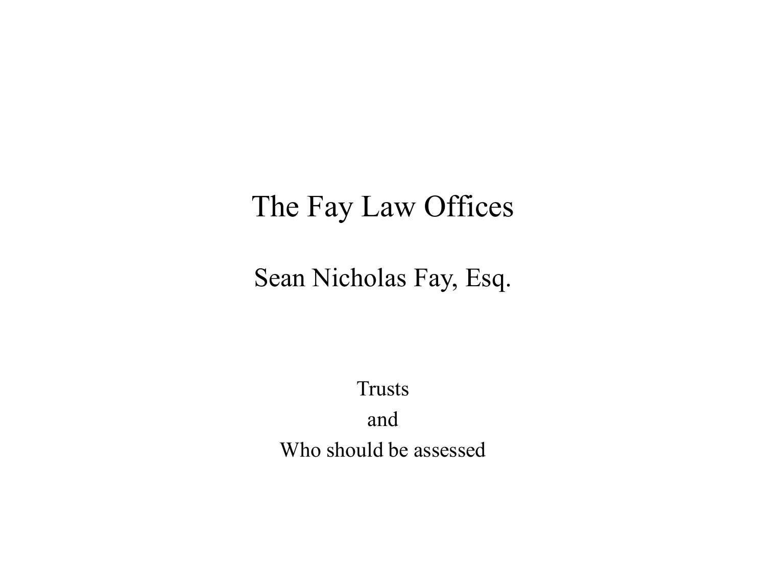# The Fay Law Offices

## Sean Nicholas Fay, Esq.

Trusts

and

Who should be assessed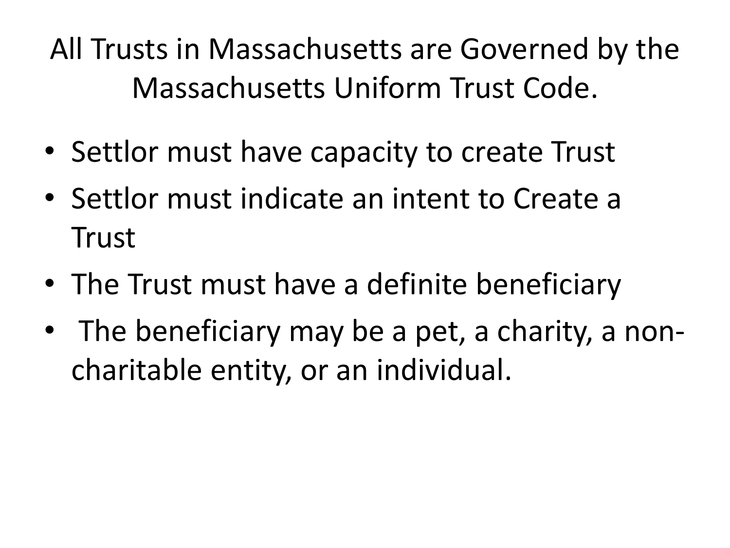# All Trusts in Massachusetts are Governed by the Massachusetts Uniform Trust Code.

- Settlor must have capacity to create Trust
- Settlor must indicate an intent to Create a Trust
- The Trust must have a definite beneficiary
- The beneficiary may be a pet, a charity, a non-charitable entity, or an individual.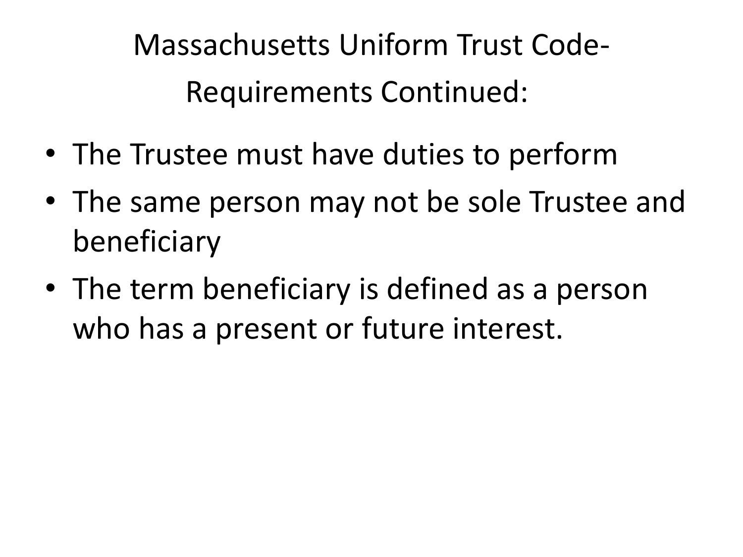# Massachusetts Uniform Trust Code- Requirements Continued:

- The Trustee must have duties to perform
- The same person may not be sole Trustee and beneficiary
- The term beneficiary is defined as a person who has a present or future interest.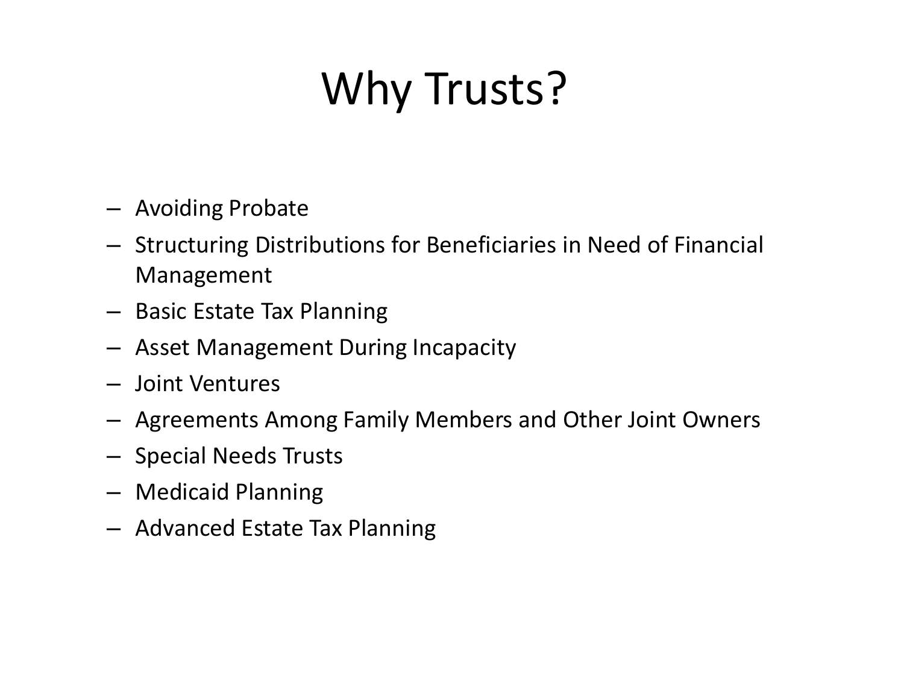# Why Trusts?

- Avoiding Probate
- Structuring Distributions for Beneficiaries in Need of Financial Management
- Basic Estate Tax Planning
- Asset Management During Incapacity
- Joint Ventures
- Agreements Among Family Members and Other Joint Owners
- Special Needs Trusts
- Medicaid Planning
- Advanced Estate Tax Planning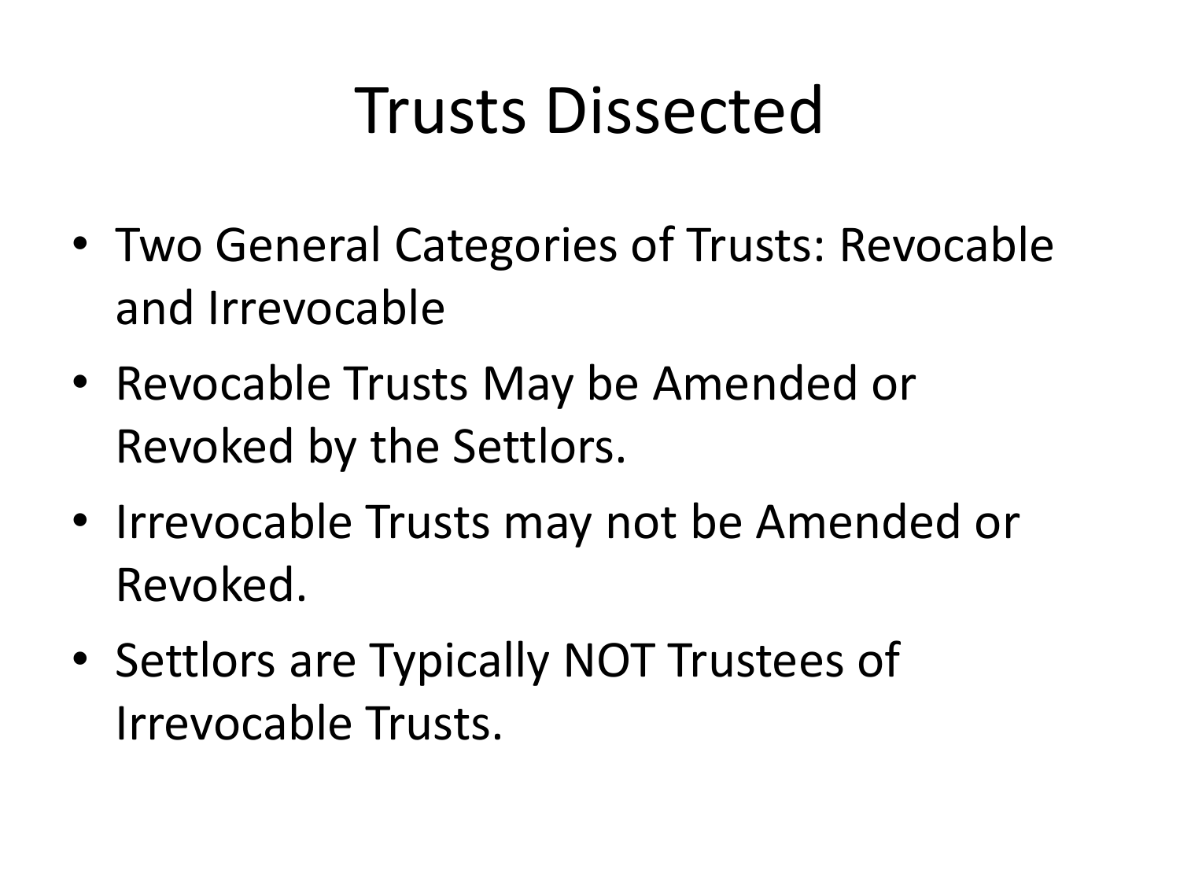# Trusts Dissected

- Two General Categories of Trusts: Revocable and Irrevocable
- Revocable Trusts May be Amended or Revoked by the Settlors.
- Irrevocable Trusts may not be Amended or Revoked.
- Settlors are Typically NOT Trustees of Irrevocable Trusts.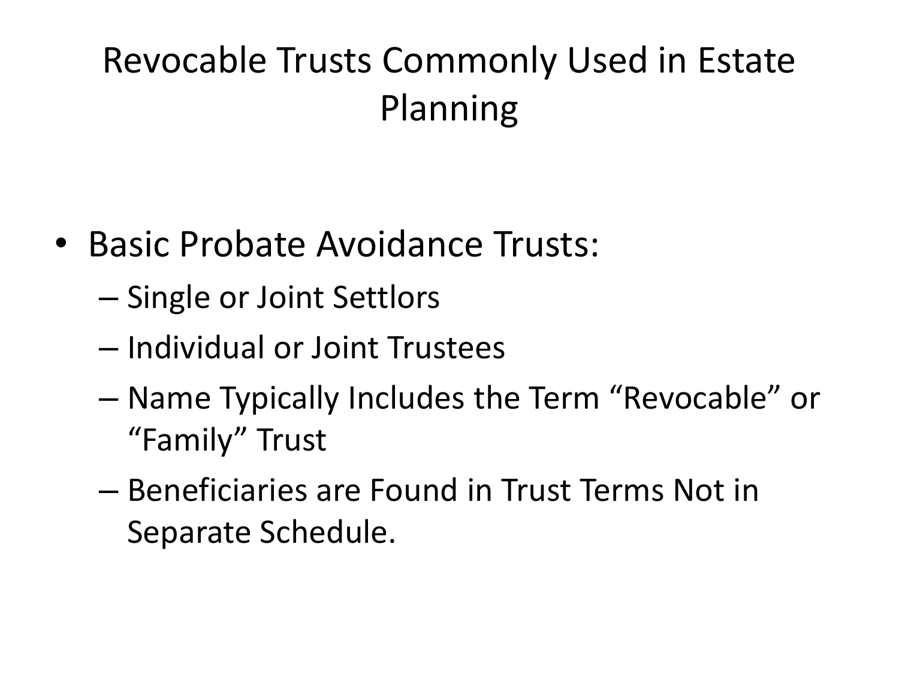# Revocable Trusts Commonly Used in Estate Planning

- Basic Probate Avoidance Trusts:
  - Single or Joint Settlors
  - Individual or Joint Trustees
  - Name Typically Includes the Term "Revocable" or "Family" Trust
  - Beneficiaries are Found in Trust Terms Not in Separate Schedule.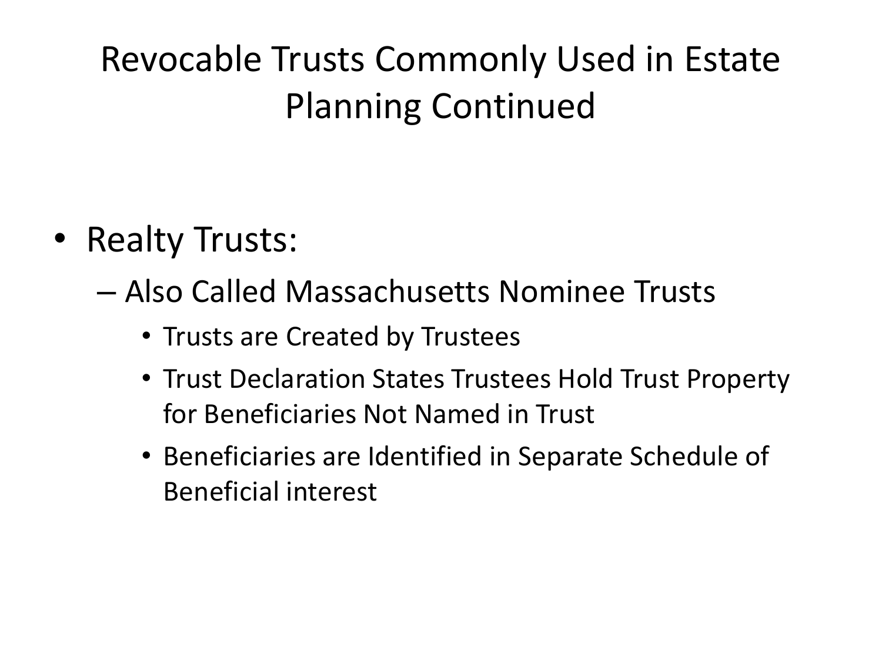# Revocable Trusts Commonly Used in Estate Planning Continued

- Realty Trusts:
  - Also Called Massachusetts Nominee Trusts
    - Trusts are Created by Trustees
    - Trust Declaration States Trustees Hold Trust Property for Beneficiaries Not Named in Trust
    - Beneficiaries are Identified in Separate Schedule of Beneficial interest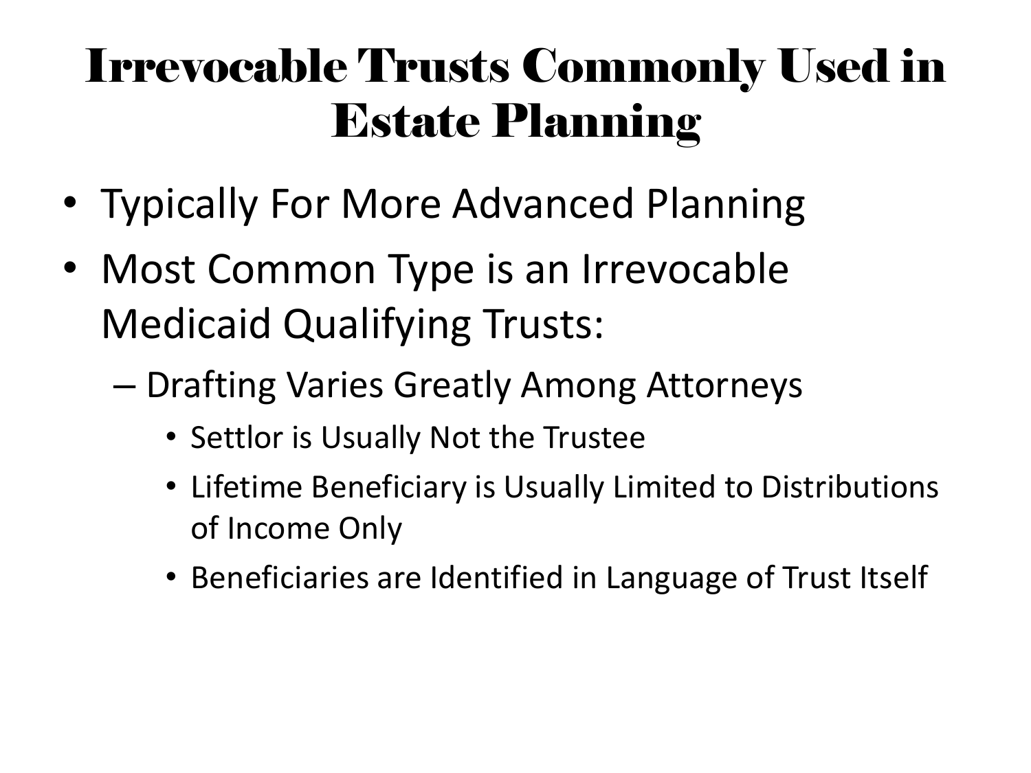# Irrevocable Trusts Commonly Used in Estate Planning

- Typically For More Advanced Planning
- Most Common Type is an Irrevocable Medicaid Qualifying Trusts:
  - Drafting Varies Greatly Among Attorneys
    - Settlor is Usually Not the Trustee
    - Lifetime Beneficiary is Usually Limited to Distributions of Income Only
    - Beneficiaries are Identified in Language of Trust Itself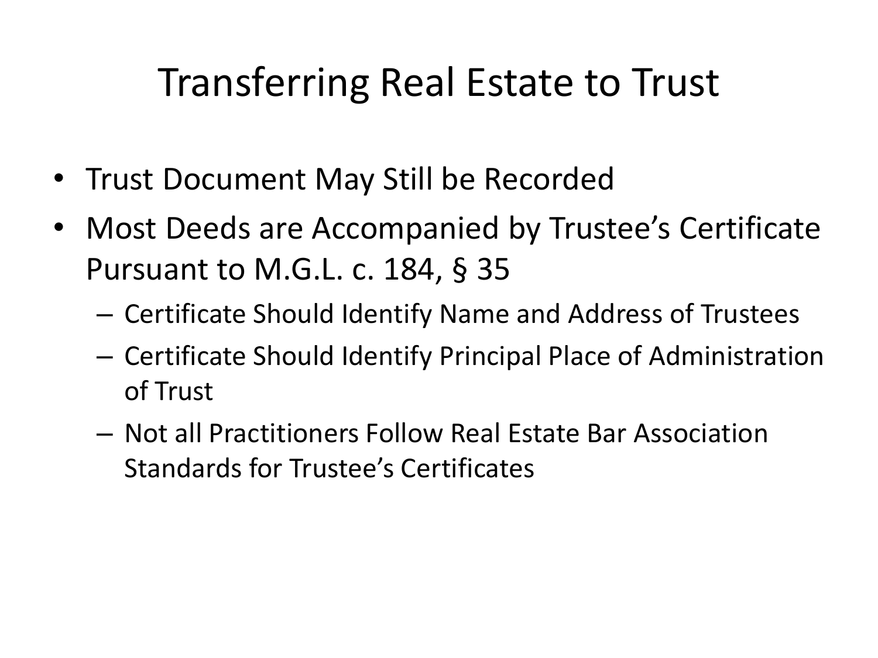# Transferring Real Estate to Trust

- Trust Document May Still be Recorded
- Most Deeds are Accompanied by Trustee's Certificate Pursuant to M.G.L. c. 184, § 35
  - Certificate Should Identify Name and Address of Trustees
  - Certificate Should Identify Principal Place of Administration of Trust
  - Not all Practitioners Follow Real Estate Bar Association Standards for Trustee's Certificates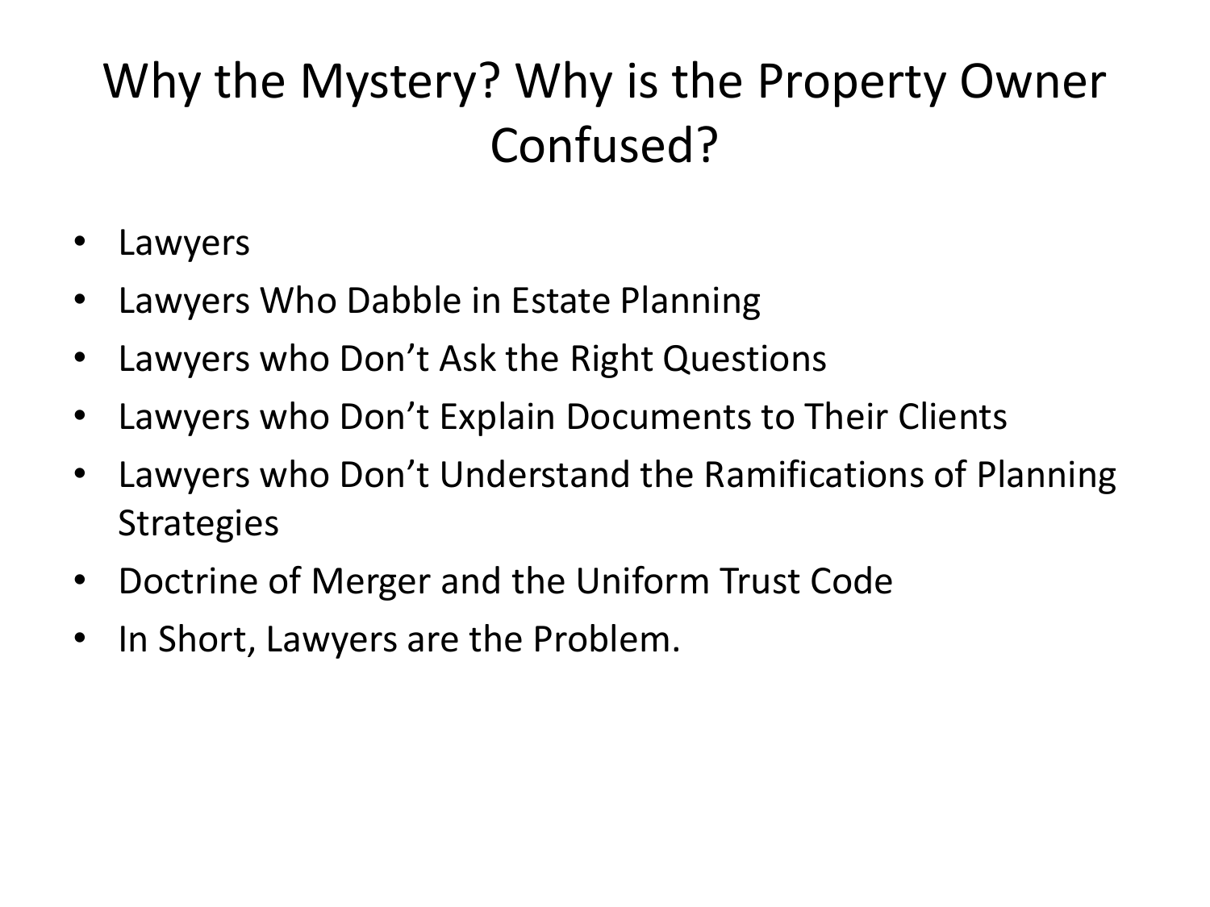# Why the Mystery? Why is the Property Owner Confused?

- Lawyers
- Lawyers Who Dabble in Estate Planning
- Lawyers who Don't Ask the Right Questions
- Lawyers who Don't Explain Documents to Their Clients
- Lawyers who Don't Understand the Ramifications of Planning Strategies
- Doctrine of Merger and the Uniform Trust Code
- In Short, Lawyers are the Problem.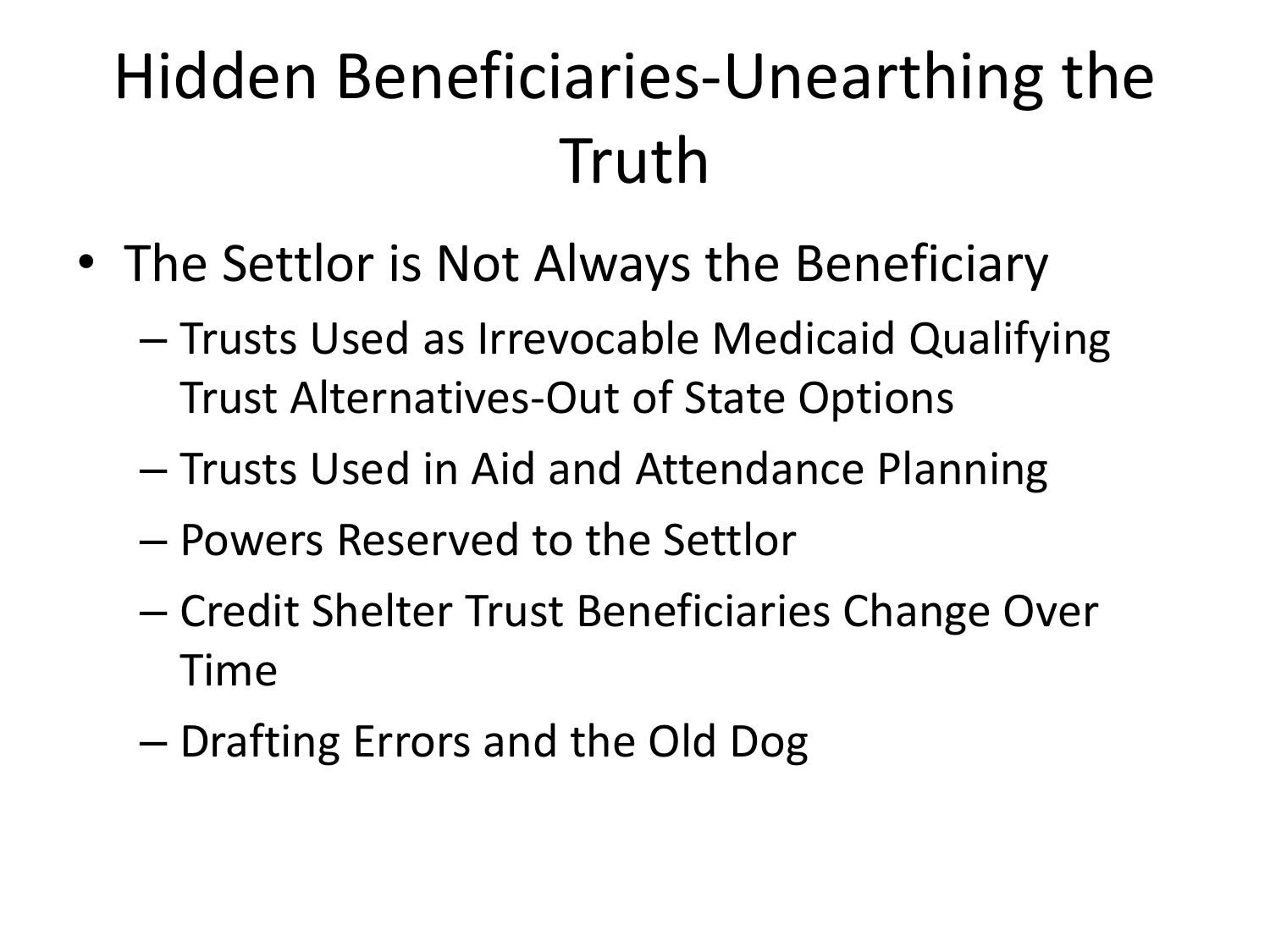# Hidden Beneficiaries-Unearthing the Truth

- The Settlor is Not Always the Beneficiary
  - Trusts Used as Irrevocable Medicaid Qualifying Trust Alternatives-Out of State Options
  - Trusts Used in Aid and Attendance Planning
  - Powers Reserved to the Settlor
  - Credit Shelter Trust Beneficiaries Change Over Time
  - Drafting Errors and the Old Dog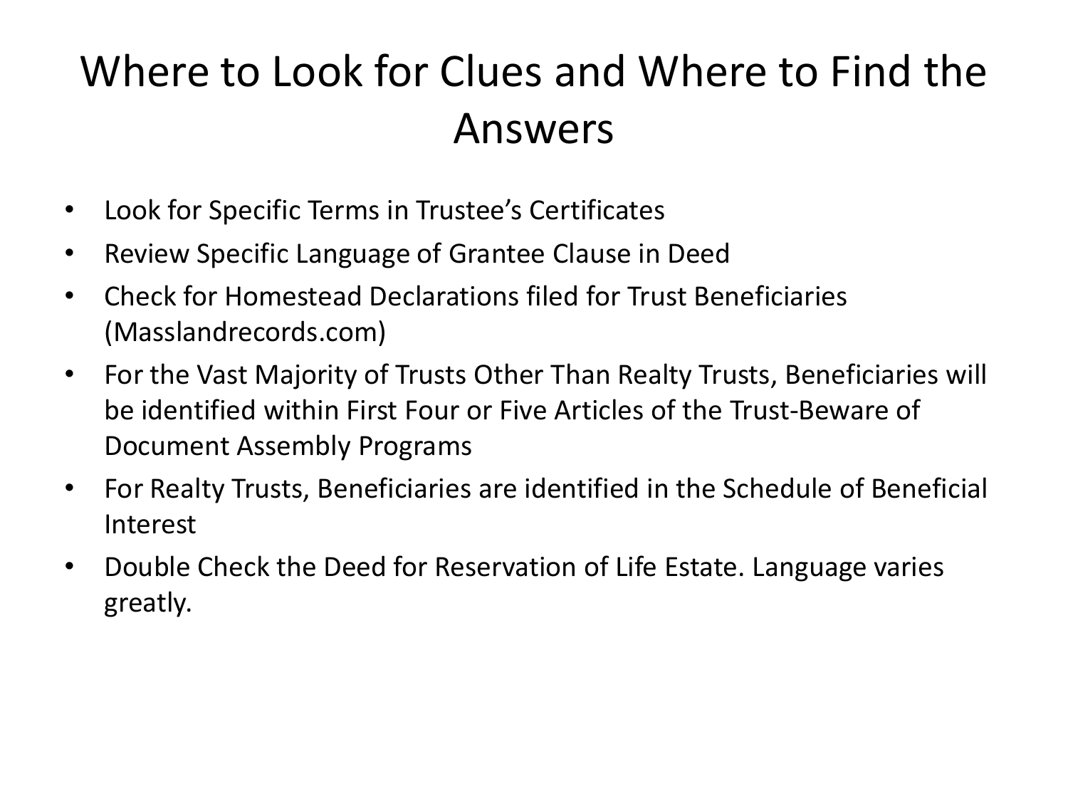# Where to Look for Clues and Where to Find the Answers

- Look for Specific Terms in Trustee's Certificates
- Review Specific Language of Grantee Clause in Deed
- Check for Homestead Declarations filed for Trust Beneficiaries (Masslandrecords.com)
- For the Vast Majority of Trusts Other Than Realty Trusts, Beneficiaries will be identified within First Four or Five Articles of the Trust-Beware of Document Assembly Programs
- For Realty Trusts, Beneficiaries are identified in the Schedule of Beneficial Interest
- Double Check the Deed for Reservation of Life Estate. Language varies greatly.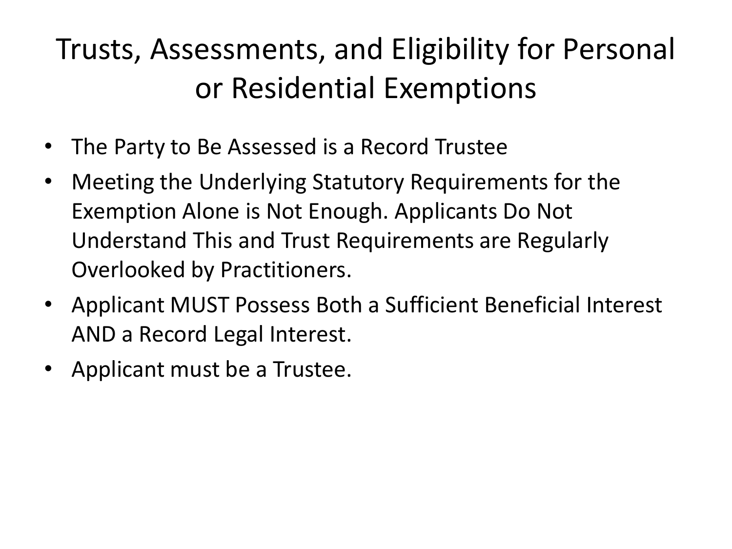# Trusts, Assessments, and Eligibility for Personal or Residential Exemptions

- The Party to Be Assessed is a Record Trustee
- Meeting the Underlying Statutory Requirements for the Exemption Alone is Not Enough. Applicants Do Not Understand This and Trust Requirements are Regularly Overlooked by Practitioners.
- Applicant MUST Possess Both a Sufficient Beneficial Interest AND a Record Legal Interest.
- Applicant must be a Trustee.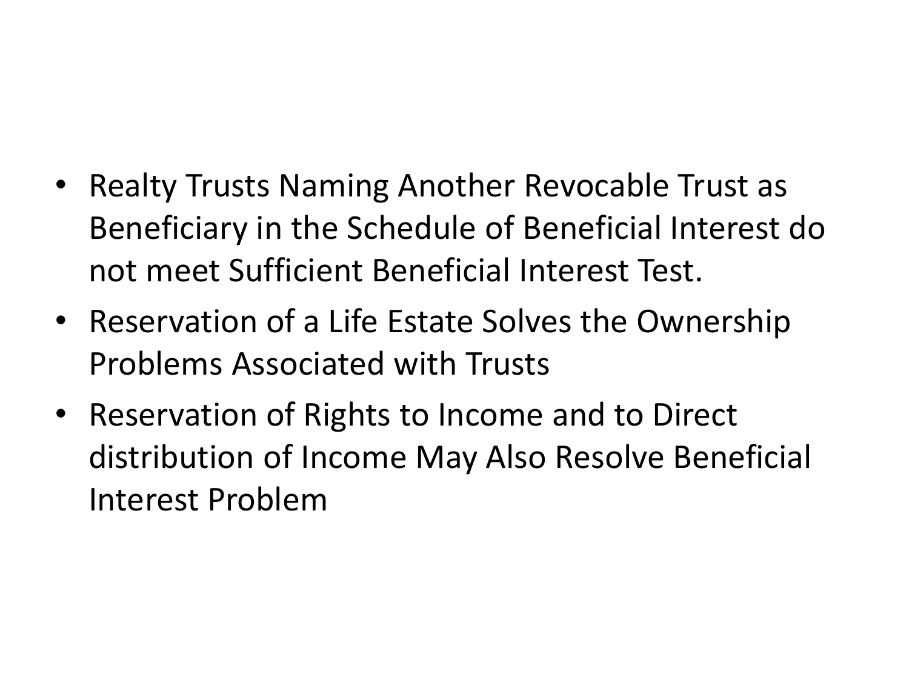- Realty Trusts Naming Another Revocable Trust as Beneficiary in the Schedule of Beneficial Interest do not meet Sufficient Beneficial Interest Test.
- Reservation of a Life Estate Solves the Ownership Problems Associated with Trusts
- Reservation of Rights to Income and to Direct distribution of Income May Also Resolve Beneficial Interest Problem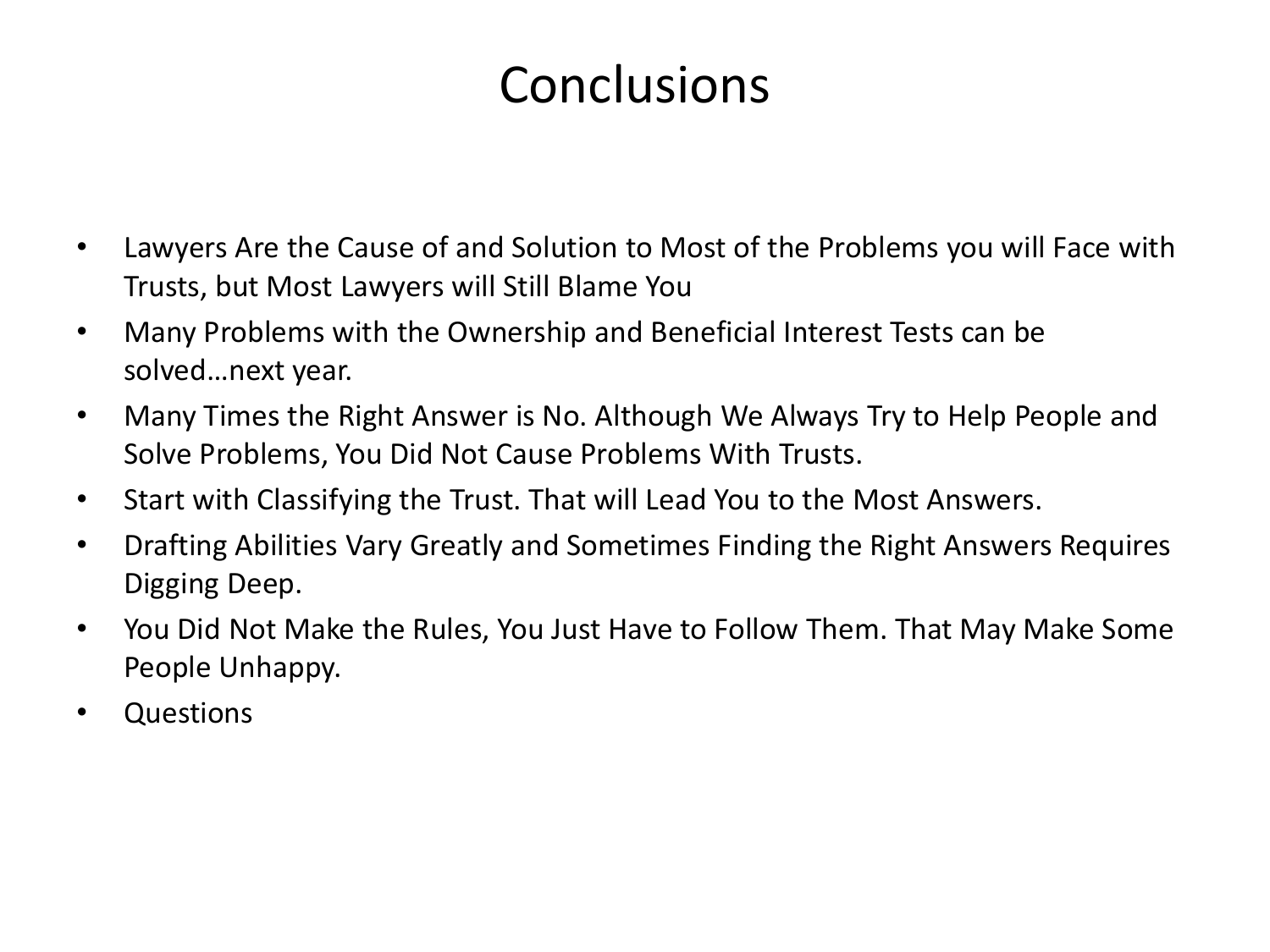# Conclusions

- Lawyers Are the Cause of and Solution to Most of the Problems you will Face with Trusts, but Most Lawyers will Still Blame You
- Many Problems with the Ownership and Beneficial Interest Tests can be solved…next year.
- Many Times the Right Answer is No. Although We Always Try to Help People and Solve Problems, You Did Not Cause Problems With Trusts.
- Start with Classifying the Trust. That will Lead You to the Most Answers.
- Drafting Abilities Vary Greatly and Sometimes Finding the Right Answers Requires Digging Deep.
- You Did Not Make the Rules, You Just Have to Follow Them. That May Make Some People Unhappy.
- Questions